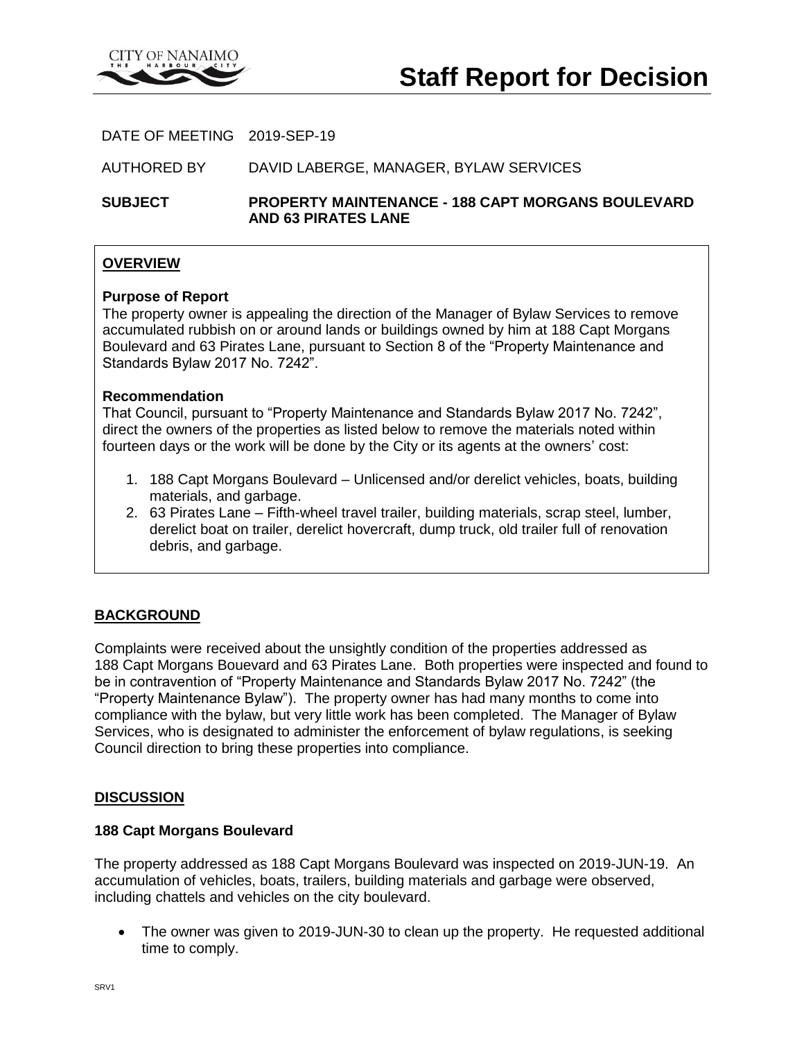# Staff Report for Decision

DATE OF MEETING 2019-SEP-19

AUTHORED BY DAVID LABERGE, MANAGER, BYLAW SERVICES

**SUBJECT PROPERTY MAINTENANCE - 188 CAPT MORGANS BOULEVARD AND 63 PIRATES LANE**

## OVERVIEW

**Purpose of Report**

The property owner is appealing the direction of the Manager of Bylaw Services to remove accumulated rubbish on or around lands or buildings owned by him at 188 Capt Morgans Boulevard and 63 Pirates Lane, pursuant to Section 8 of the "Property Maintenance and Standards Bylaw 2017 No. 7242".

**Recommendation**

That Council, pursuant to "Property Maintenance and Standards Bylaw 2017 No. 7242", direct the owners of the properties as listed below to remove the materials noted within fourteen days or the work will be done by the City or its agents at the owners' cost:

1. 188 Capt Morgans Boulevard – Unlicensed and/or derelict vehicles, boats, building materials, and garbage.
2. 63 Pirates Lane – Fifth-wheel travel trailer, building materials, scrap steel, lumber, derelict boat on trailer, derelict hovercraft, dump truck, old trailer full of renovation debris, and garbage.

## BACKGROUND

Complaints were received about the unsightly condition of the properties addressed as 188 Capt Morgans Bouevard and 63 Pirates Lane. Both properties were inspected and found to be in contravention of "Property Maintenance and Standards Bylaw 2017 No. 7242" (the "Property Maintenance Bylaw"). The property owner has had many months to come into compliance with the bylaw, but very little work has been completed. The Manager of Bylaw Services, who is designated to administer the enforcement of bylaw regulations, is seeking Council direction to bring these properties into compliance.

## DISCUSSION

### 188 Capt Morgans Boulevard

The property addressed as 188 Capt Morgans Boulevard was inspected on 2019-JUN-19. An accumulation of vehicles, boats, trailers, building materials and garbage were observed, including chattels and vehicles on the city boulevard.

- The owner was given to 2019-JUN-30 to clean up the property. He requested additional time to comply.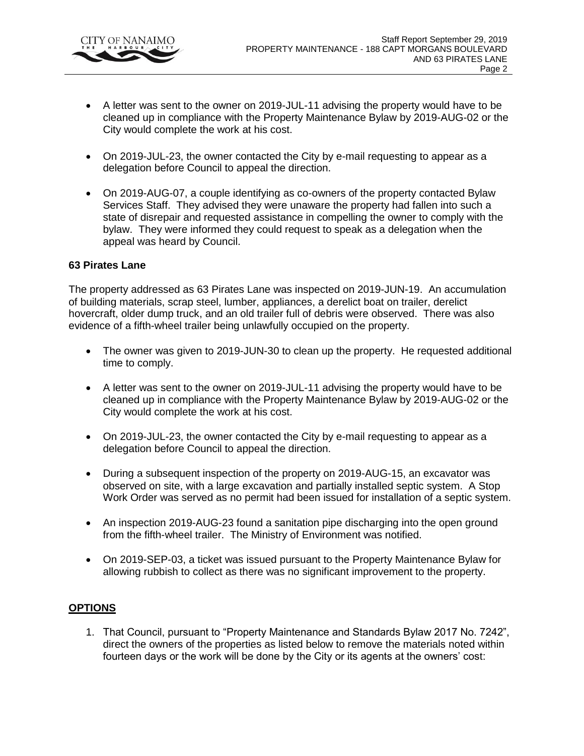- A letter was sent to the owner on 2019-JUL-11 advising the property would have to be cleaned up in compliance with the Property Maintenance Bylaw by 2019-AUG-02 or the City would complete the work at his cost.

- On 2019-JUL-23, the owner contacted the City by e-mail requesting to appear as a delegation before Council to appeal the direction.

- On 2019-AUG-07, a couple identifying as co-owners of the property contacted Bylaw Services Staff. They advised they were unaware the property had fallen into such a state of disrepair and requested assistance in compelling the owner to comply with the bylaw. They were informed they could request to speak as a delegation when the appeal was heard by Council.

**63 Pirates Lane**

The property addressed as 63 Pirates Lane was inspected on 2019-JUN-19. An accumulation of building materials, scrap steel, lumber, appliances, a derelict boat on trailer, derelict hovercraft, older dump truck, and an old trailer full of debris were observed. There was also evidence of a fifth-wheel trailer being unlawfully occupied on the property.

- The owner was given to 2019-JUN-30 to clean up the property. He requested additional time to comply.

- A letter was sent to the owner on 2019-JUL-11 advising the property would have to be cleaned up in compliance with the Property Maintenance Bylaw by 2019-AUG-02 or the City would complete the work at his cost.

- On 2019-JUL-23, the owner contacted the City by e-mail requesting to appear as a delegation before Council to appeal the direction.

- During a subsequent inspection of the property on 2019-AUG-15, an excavator was observed on site, with a large excavation and partially installed septic system. A Stop Work Order was served as no permit had been issued for installation of a septic system.

- An inspection 2019-AUG-23 found a sanitation pipe discharging into the open ground from the fifth-wheel trailer. The Ministry of Environment was notified.

- On 2019-SEP-03, a ticket was issued pursuant to the Property Maintenance Bylaw for allowing rubbish to collect as there was no significant improvement to the property.

## OPTIONS

1. That Council, pursuant to "Property Maintenance and Standards Bylaw 2017 No. 7242", direct the owners of the properties as listed below to remove the materials noted within fourteen days or the work will be done by the City or its agents at the owners' cost: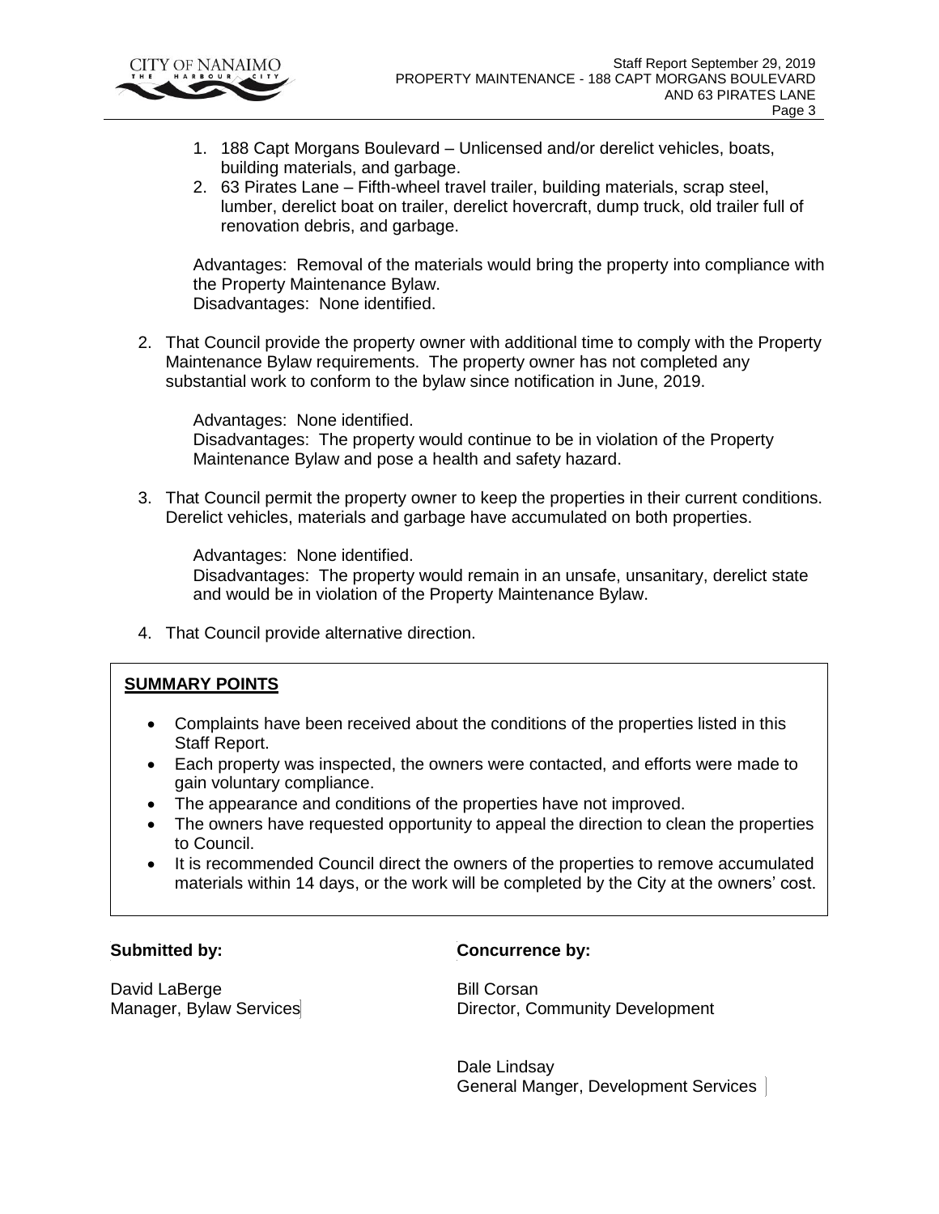1. 188 Capt Morgans Boulevard – Unlicensed and/or derelict vehicles, boats, building materials, and garbage.
2. 63 Pirates Lane – Fifth-wheel travel trailer, building materials, scrap steel, lumber, derelict boat on trailer, derelict hovercraft, dump truck, old trailer full of renovation debris, and garbage.

   Advantages: Removal of the materials would bring the property into compliance with the Property Maintenance Bylaw.
   Disadvantages: None identified.

2. That Council provide the property owner with additional time to comply with the Property Maintenance Bylaw requirements. The property owner has not completed any substantial work to conform to the bylaw since notification in June, 2019.

   Advantages: None identified.
   Disadvantages: The property would continue to be in violation of the Property Maintenance Bylaw and pose a health and safety hazard.

3. That Council permit the property owner to keep the properties in their current conditions. Derelict vehicles, materials and garbage have accumulated on both properties.

   Advantages: None identified.
   Disadvantages: The property would remain in an unsafe, unsanitary, derelict state and would be in violation of the Property Maintenance Bylaw.

4. That Council provide alternative direction.

**SUMMARY POINTS**

- Complaints have been received about the conditions of the properties listed in this Staff Report.
- Each property was inspected, the owners were contacted, and efforts were made to gain voluntary compliance.
- The appearance and conditions of the properties have not improved.
- The owners have requested opportunity to appeal the direction to clean the properties to Council.
- It is recommended Council direct the owners of the properties to remove accumulated materials within 14 days, or the work will be completed by the City at the owners' cost.

**Submitted by:**

David LaBerge
Manager, Bylaw Services

**Concurrence by:**

Bill Corsan
Director, Community Development

Dale Lindsay
General Manger, Development Services